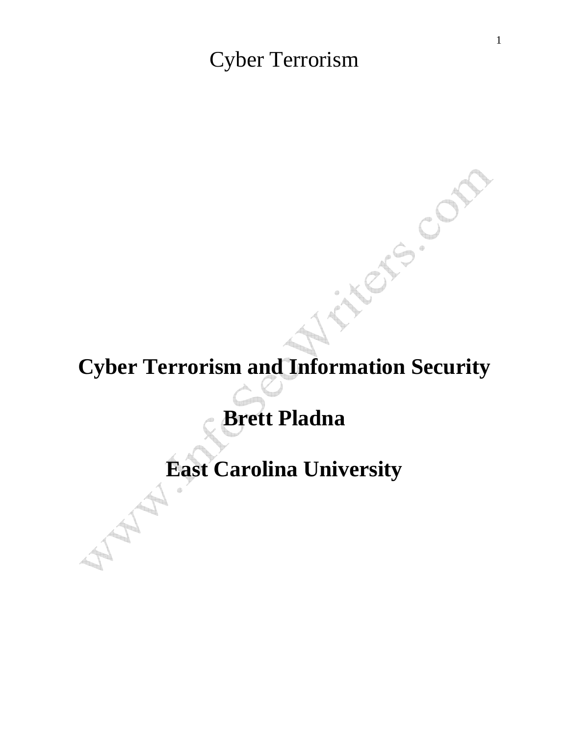# Cyber Terrorism and Information Security

**Brett Pladna**

**East Carolina University**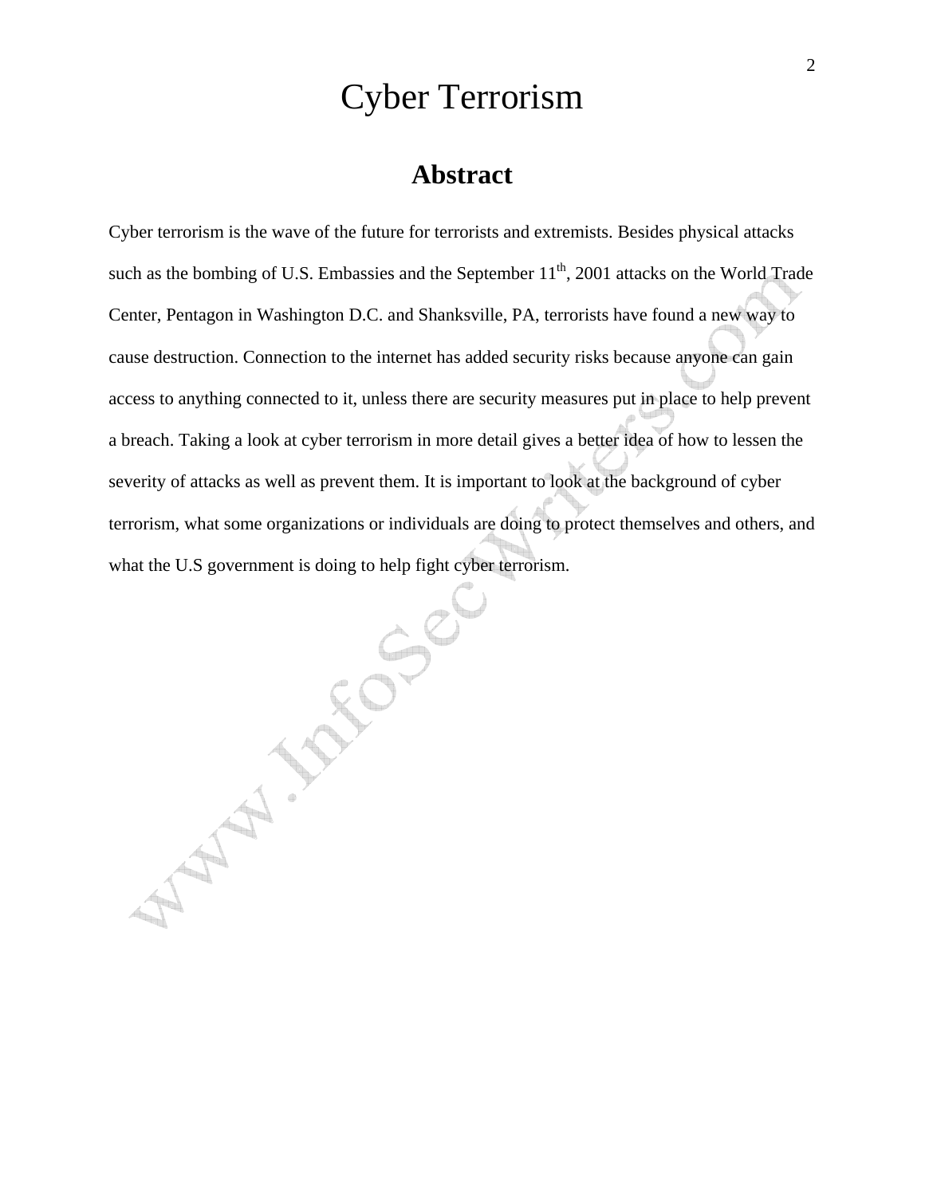# Cyber Terrorism

## Abstract

Cyber terrorism is the wave of the future for terrorists and extremists. Besides physical attacks such as the bombing of U.S. Embassies and the September 11th, 2001 attacks on the World Trade Center, Pentagon in Washington D.C. and Shanksville, PA, terrorists have found a new way to cause destruction. Connection to the internet has added security risks because anyone can gain access to anything connected to it, unless there are security measures put in place to help prevent a breach. Taking a look at cyber terrorism in more detail gives a better idea of how to lessen the severity of attacks as well as prevent them. It is important to look at the background of cyber terrorism, what some organizations or individuals are doing to protect themselves and others, and what the U.S government is doing to help fight cyber terrorism.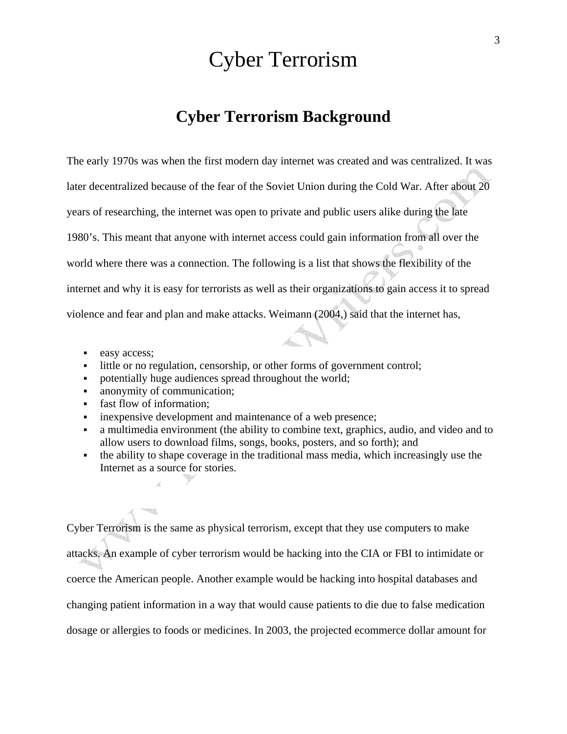# Cyber Terrorism

## Cyber Terrorism Background

The early 1970s was when the first modern day internet was created and was centralized. It was later decentralized because of the fear of the Soviet Union during the Cold War. After about 20 years of researching, the internet was open to private and public users alike during the late 1980's. This meant that anyone with internet access could gain information from all over the world where there was a connection. The following is a list that shows the flexibility of the internet and why it is easy for terrorists as well as their organizations to gain access it to spread violence and fear and plan and make attacks. Weimann (2004,) said that the internet has,

- easy access;
- little or no regulation, censorship, or other forms of government control;
- potentially huge audiences spread throughout the world;
- anonymity of communication;
- fast flow of information;
- inexpensive development and maintenance of a web presence;
- a multimedia environment (the ability to combine text, graphics, audio, and video and to allow users to download films, songs, books, posters, and so forth); and
- the ability to shape coverage in the traditional mass media, which increasingly use the Internet as a source for stories.

Cyber Terrorism is the same as physical terrorism, except that they use computers to make attacks. An example of cyber terrorism would be hacking into the CIA or FBI to intimidate or coerce the American people. Another example would be hacking into hospital databases and changing patient information in a way that would cause patients to die due to false medication dosage or allergies to foods or medicines. In 2003, the projected ecommerce dollar amount for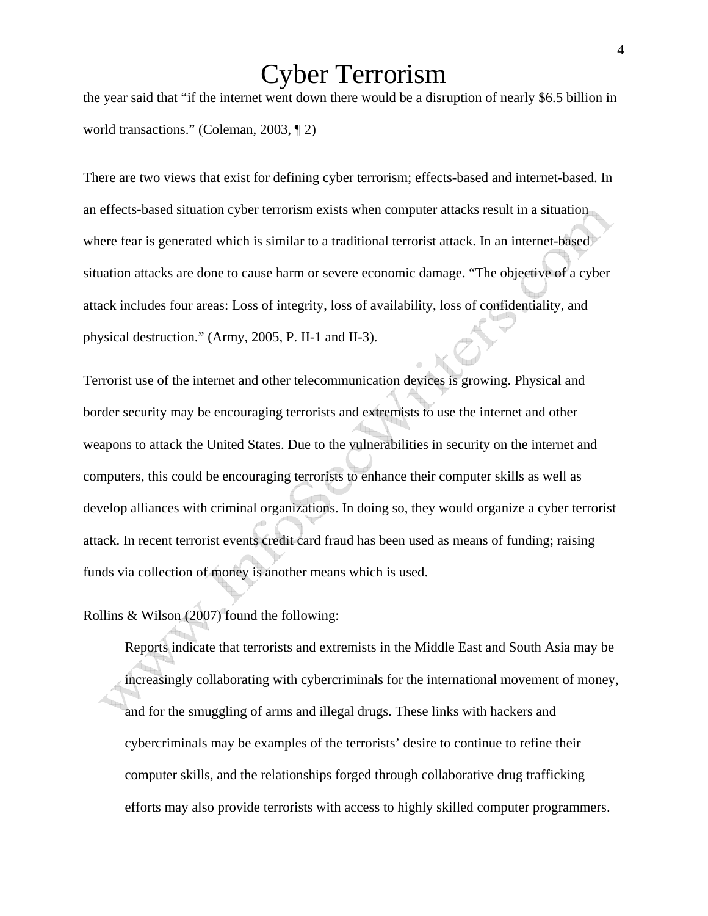the year said that "if the internet went down there would be a disruption of nearly $6.5 billion in world transactions." (Coleman, 2003, ¶ 2)

There are two views that exist for defining cyber terrorism; effects-based and internet-based. In an effects-based situation cyber terrorism exists when computer attacks result in a situation where fear is generated which is similar to a traditional terrorist attack. In an internet-based situation attacks are done to cause harm or severe economic damage. "The objective of a cyber attack includes four areas: Loss of integrity, loss of availability, loss of confidentiality, and physical destruction." (Army, 2005, P. II-1 and II-3).

Terrorist use of the internet and other telecommunication devices is growing. Physical and border security may be encouraging terrorists and extremists to use the internet and other weapons to attack the United States. Due to the vulnerabilities in security on the internet and computers, this could be encouraging terrorists to enhance their computer skills as well as develop alliances with criminal organizations. In doing so, they would organize a cyber terrorist attack. In recent terrorist events credit card fraud has been used as means of funding; raising funds via collection of money is another means which is used.

Rollins & Wilson (2007) found the following:

> Reports indicate that terrorists and extremists in the Middle East and South Asia may be increasingly collaborating with cybercriminals for the international movement of money, and for the smuggling of arms and illegal drugs. These links with hackers and cybercriminals may be examples of the terrorists' desire to continue to refine their computer skills, and the relationships forged through collaborative drug trafficking efforts may also provide terrorists with access to highly skilled computer programmers.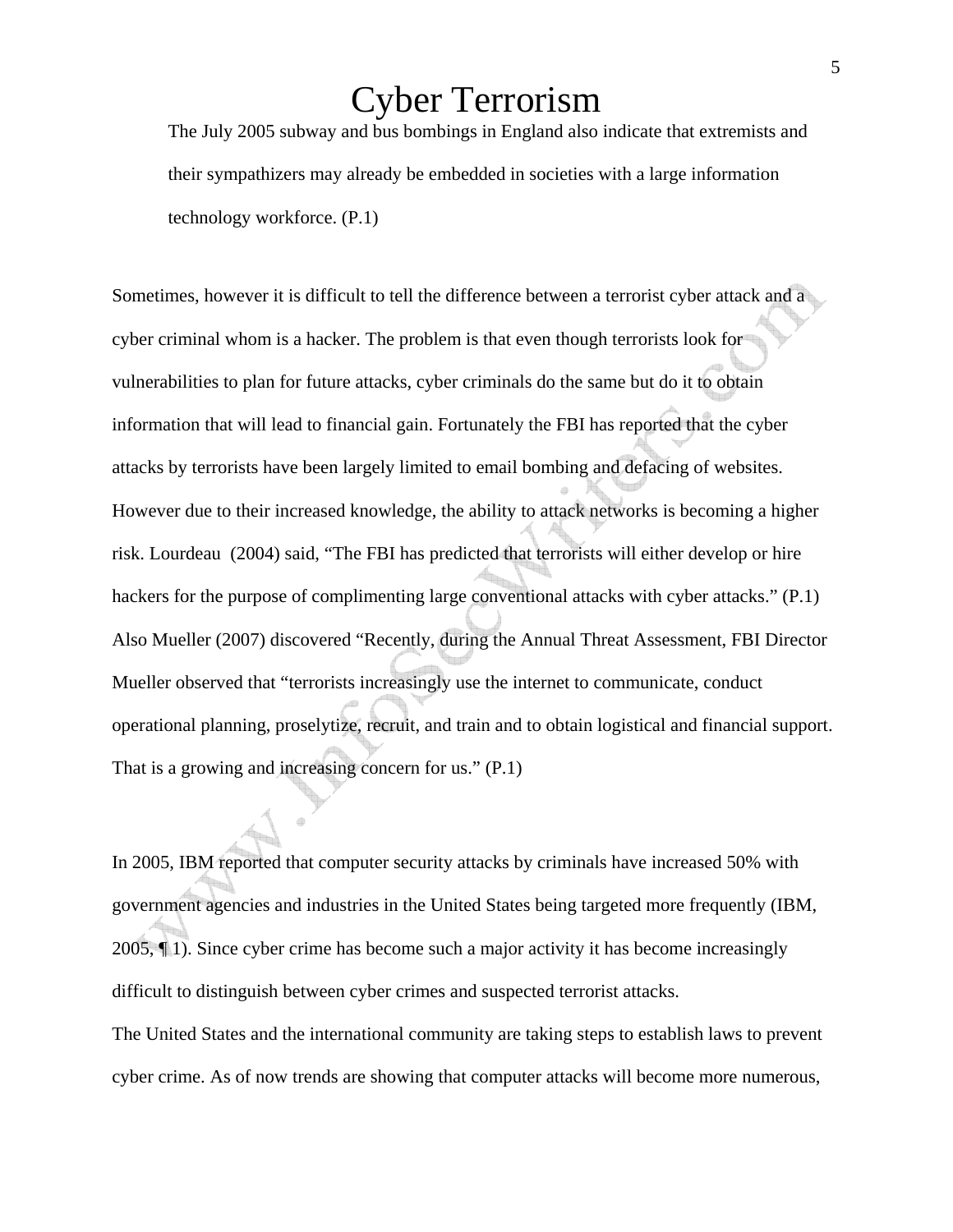The July 2005 subway and bus bombings in England also indicate that extremists and their sympathizers may already be embedded in societies with a large information technology workforce. (P.1)

Sometimes, however it is difficult to tell the difference between a terrorist cyber attack and a cyber criminal whom is a hacker. The problem is that even though terrorists look for vulnerabilities to plan for future attacks, cyber criminals do the same but do it to obtain information that will lead to financial gain. Fortunately the FBI has reported that the cyber attacks by terrorists have been largely limited to email bombing and defacing of websites. However due to their increased knowledge, the ability to attack networks is becoming a higher risk. Lourdeau (2004) said, "The FBI has predicted that terrorists will either develop or hire hackers for the purpose of complimenting large conventional attacks with cyber attacks." (P.1) Also Mueller (2007) discovered "Recently, during the Annual Threat Assessment, FBI Director Mueller observed that "terrorists increasingly use the internet to communicate, conduct operational planning, proselytize, recruit, and train and to obtain logistical and financial support. That is a growing and increasing concern for us." (P.1)

In 2005, IBM reported that computer security attacks by criminals have increased 50% with government agencies and industries in the United States being targeted more frequently (IBM, 2005, ¶ 1). Since cyber crime has become such a major activity it has become increasingly difficult to distinguish between cyber crimes and suspected terrorist attacks.

The United States and the international community are taking steps to establish laws to prevent cyber crime. As of now trends are showing that computer attacks will become more numerous,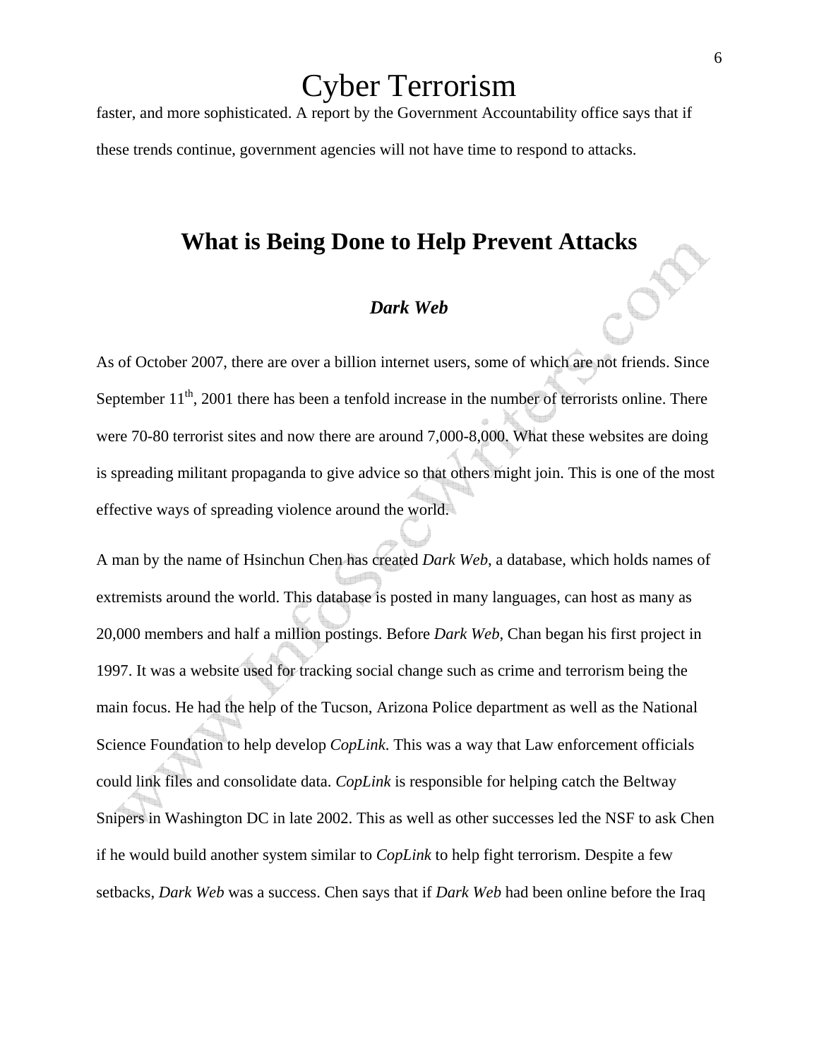faster, and more sophisticated. A report by the Government Accountability office says that if these trends continue, government agencies will not have time to respond to attacks.

## What is Being Done to Help Prevent Attacks

### *Dark Web*

As of October 2007, there are over a billion internet users, some of which are not friends. Since September 11th, 2001 there has been a tenfold increase in the number of terrorists online. There were 70-80 terrorist sites and now there are around 7,000-8,000. What these websites are doing is spreading militant propaganda to give advice so that others might join. This is one of the most effective ways of spreading violence around the world.

A man by the name of Hsinchun Chen has created *Dark Web,* a database, which holds names of extremists around the world. This database is posted in many languages, can host as many as 20,000 members and half a million postings. Before *Dark Web*, Chan began his first project in 1997. It was a website used for tracking social change such as crime and terrorism being the main focus. He had the help of the Tucson, Arizona Police department as well as the National Science Foundation to help develop *CopLink*. This was a way that Law enforcement officials could link files and consolidate data. *CopLink* is responsible for helping catch the Beltway Snipers in Washington DC in late 2002. This as well as other successes led the NSF to ask Chen if he would build another system similar to *CopLink* to help fight terrorism. Despite a few setbacks, *Dark Web* was a success. Chen says that if *Dark Web* had been online before the Iraq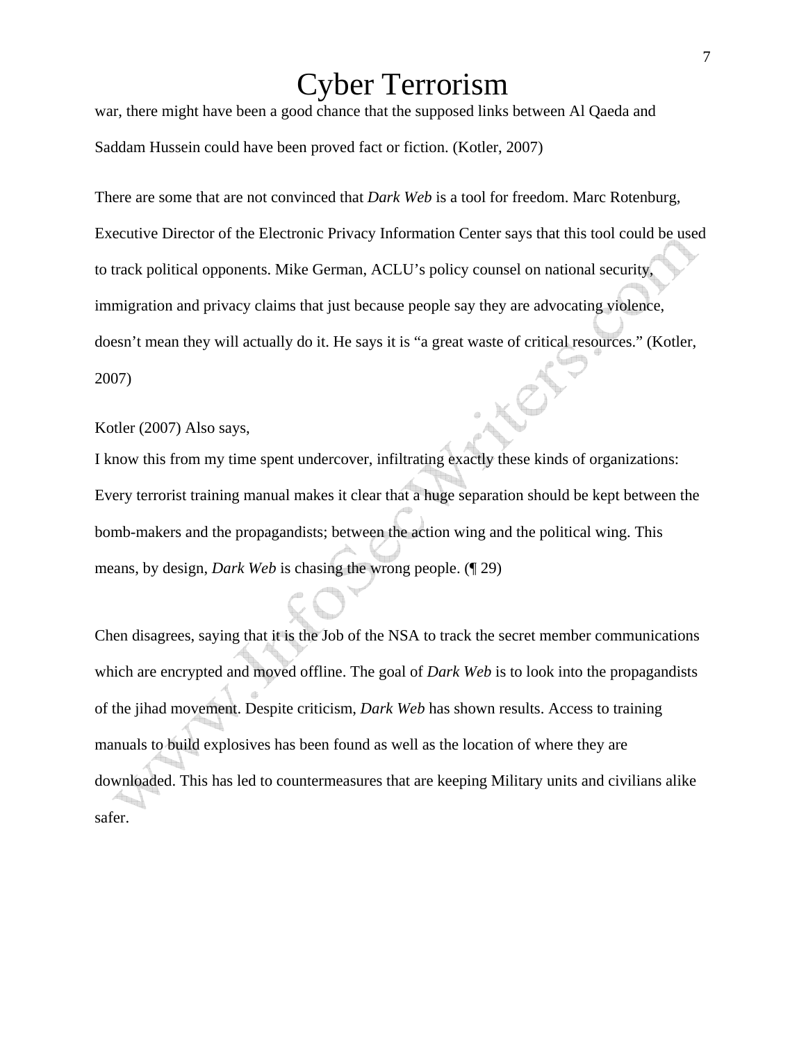war, there might have been a good chance that the supposed links between Al Qaeda and Saddam Hussein could have been proved fact or fiction. (Kotler, 2007)

There are some that are not convinced that *Dark Web* is a tool for freedom. Marc Rotenburg, Executive Director of the Electronic Privacy Information Center says that this tool could be used to track political opponents. Mike German, ACLU's policy counsel on national security, immigration and privacy claims that just because people say they are advocating violence, doesn't mean they will actually do it. He says it is "a great waste of critical resources." (Kotler, 2007)

Kotler (2007) Also says,

I know this from my time spent undercover, infiltrating exactly these kinds of organizations: Every terrorist training manual makes it clear that a huge separation should be kept between the bomb-makers and the propagandists; between the action wing and the political wing. This means, by design, *Dark Web* is chasing the wrong people. (¶ 29)

Chen disagrees, saying that it is the Job of the NSA to track the secret member communications which are encrypted and moved offline. The goal of *Dark Web* is to look into the propagandists of the jihad movement. Despite criticism, *Dark Web* has shown results. Access to training manuals to build explosives has been found as well as the location of where they are downloaded. This has led to countermeasures that are keeping Military units and civilians alike safer.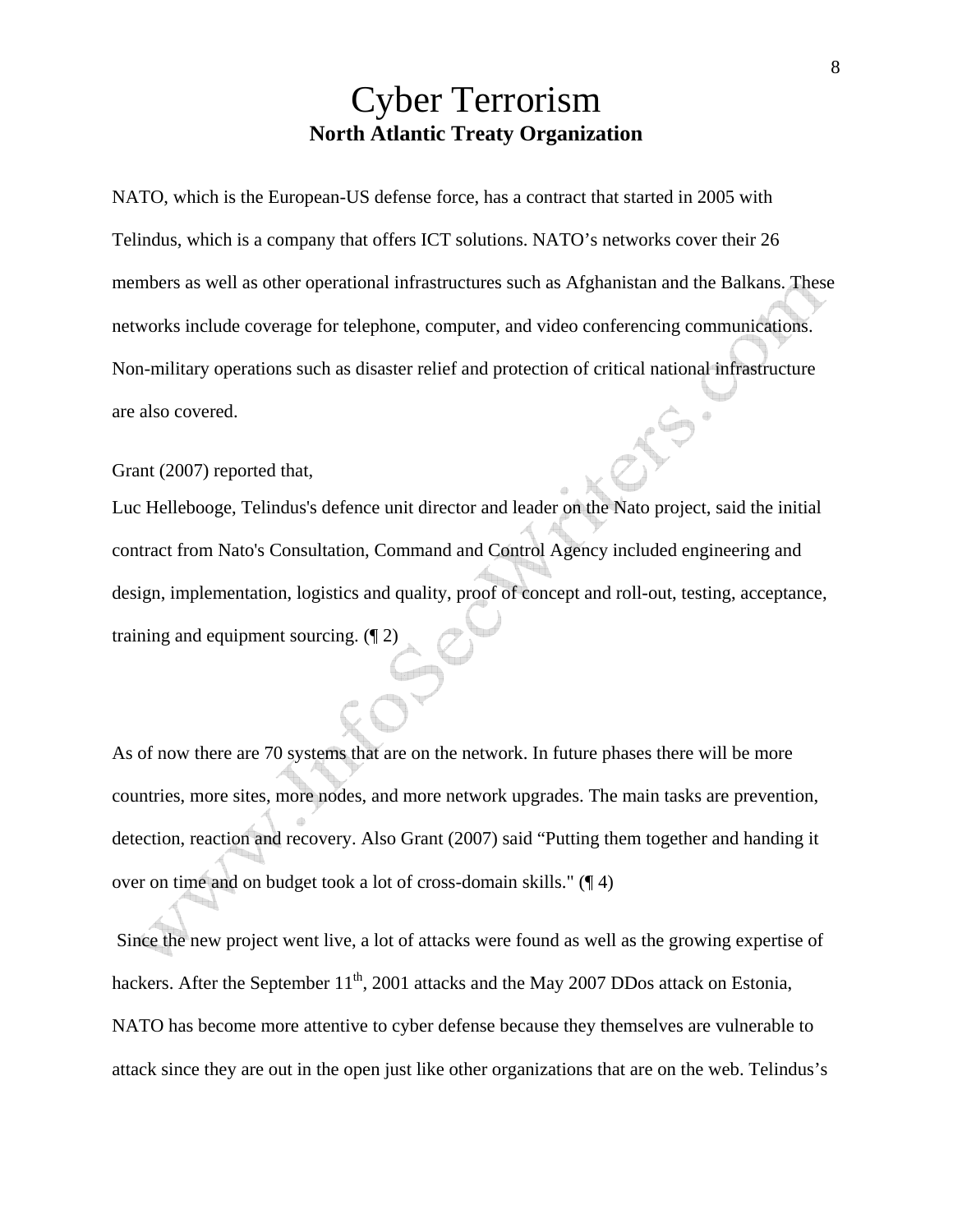# Cyber Terrorism

## North Atlantic Treaty Organization

NATO, which is the European-US defense force, has a contract that started in 2005 with Telindus, which is a company that offers ICT solutions. NATO's networks cover their 26 members as well as other operational infrastructures such as Afghanistan and the Balkans. These networks include coverage for telephone, computer, and video conferencing communications. Non-military operations such as disaster relief and protection of critical national infrastructure are also covered.

Grant (2007) reported that,

Luc Hellebooge, Telindus's defence unit director and leader on the Nato project, said the initial contract from Nato's Consultation, Command and Control Agency included engineering and design, implementation, logistics and quality, proof of concept and roll-out, testing, acceptance, training and equipment sourcing. (¶ 2)

As of now there are 70 systems that are on the network. In future phases there will be more countries, more sites, more nodes, and more network upgrades. The main tasks are prevention, detection, reaction and recovery. Also Grant (2007) said "Putting them together and handing it over on time and on budget took a lot of cross-domain skills." (¶ 4)

Since the new project went live, a lot of attacks were found as well as the growing expertise of hackers. After the September 11th, 2001 attacks and the May 2007 DDos attack on Estonia, NATO has become more attentive to cyber defense because they themselves are vulnerable to attack since they are out in the open just like other organizations that are on the web. Telindus's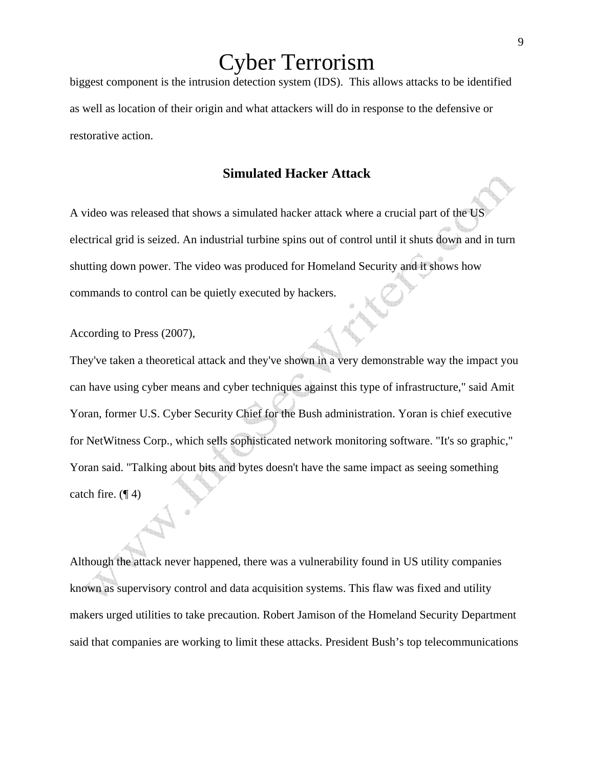biggest component is the intrusion detection system (IDS). This allows attacks to be identified as well as location of their origin and what attackers will do in response to the defensive or restorative action.

## Simulated Hacker Attack

A video was released that shows a simulated hacker attack where a crucial part of the US electrical grid is seized. An industrial turbine spins out of control until it shuts down and in turn shutting down power. The video was produced for Homeland Security and it shows how commands to control can be quietly executed by hackers.

According to Press (2007),

They've taken a theoretical attack and they've shown in a very demonstrable way the impact you can have using cyber means and cyber techniques against this type of infrastructure," said Amit Yoran, former U.S. Cyber Security Chief for the Bush administration. Yoran is chief executive for NetWitness Corp., which sells sophisticated network monitoring software. "It's so graphic," Yoran said. "Talking about bits and bytes doesn't have the same impact as seeing something catch fire. (¶ 4)

Although the attack never happened, there was a vulnerability found in US utility companies known as supervisory control and data acquisition systems. This flaw was fixed and utility makers urged utilities to take precaution. Robert Jamison of the Homeland Security Department said that companies are working to limit these attacks. President Bush's top telecommunications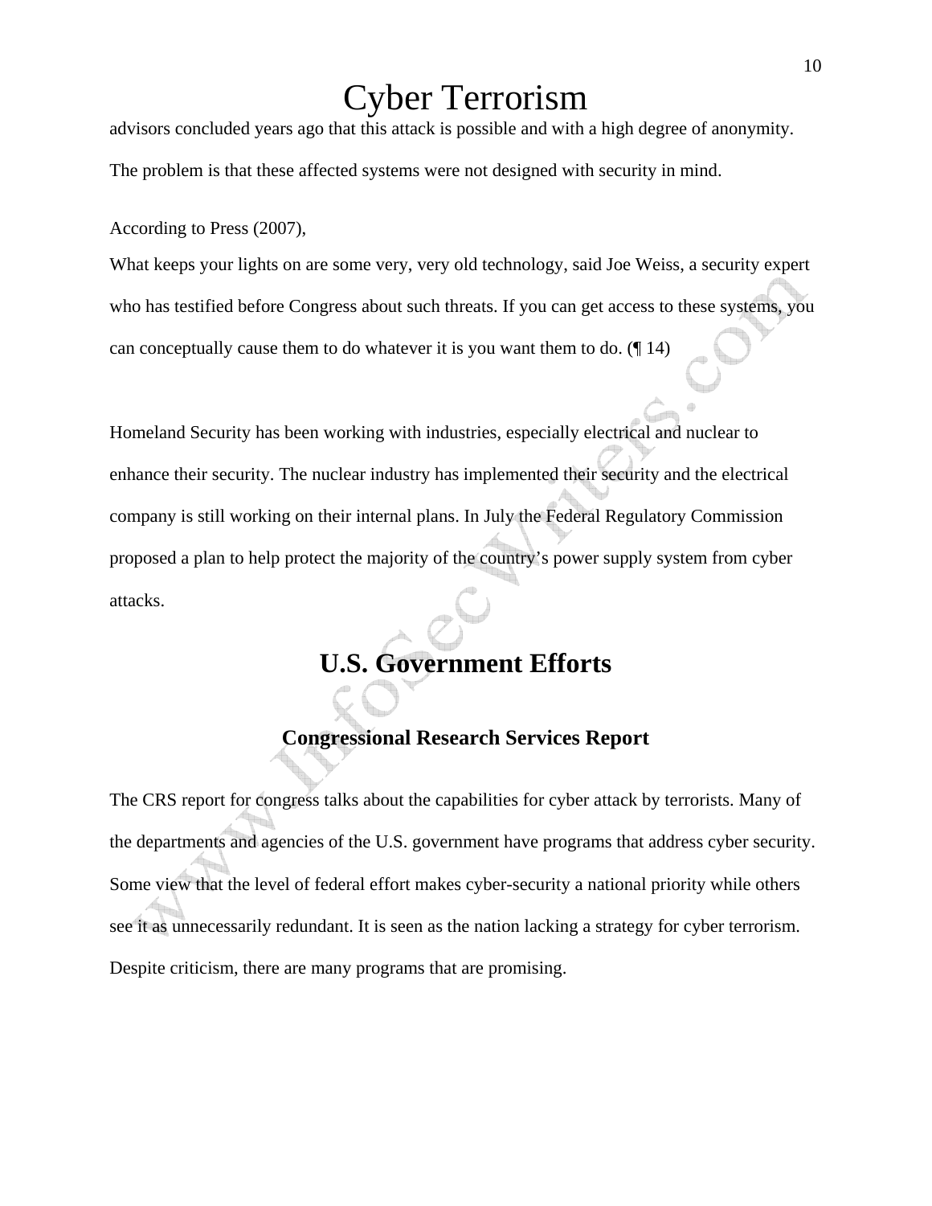advisors concluded years ago that this attack is possible and with a high degree of anonymity. The problem is that these affected systems were not designed with security in mind.

According to Press (2007),

What keeps your lights on are some very, very old technology, said Joe Weiss, a security expert who has testified before Congress about such threats. If you can get access to these systems, you can conceptually cause them to do whatever it is you want them to do. (¶ 14)

Homeland Security has been working with industries, especially electrical and nuclear to enhance their security. The nuclear industry has implemented their security and the electrical company is still working on their internal plans. In July the Federal Regulatory Commission proposed a plan to help protect the majority of the country's power supply system from cyber attacks.

## U.S. Government Efforts

### Congressional Research Services Report

The CRS report for congress talks about the capabilities for cyber attack by terrorists. Many of the departments and agencies of the U.S. government have programs that address cyber security. Some view that the level of federal effort makes cyber-security a national priority while others see it as unnecessarily redundant. It is seen as the nation lacking a strategy for cyber terrorism. Despite criticism, there are many programs that are promising.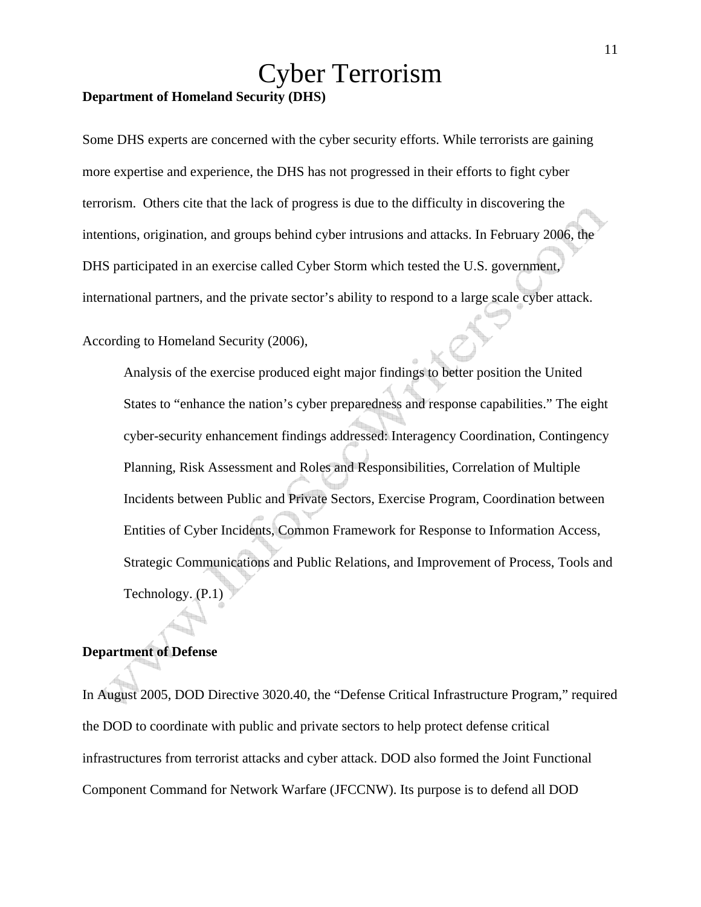**Department of Homeland Security (DHS)**

Some DHS experts are concerned with the cyber security efforts. While terrorists are gaining more expertise and experience, the DHS has not progressed in their efforts to fight cyber terrorism. Others cite that the lack of progress is due to the difficulty in discovering the intentions, origination, and groups behind cyber intrusions and attacks. In February 2006, the DHS participated in an exercise called Cyber Storm which tested the U.S. government, international partners, and the private sector's ability to respond to a large scale cyber attack.

According to Homeland Security (2006),

> Analysis of the exercise produced eight major findings to better position the United States to "enhance the nation's cyber preparedness and response capabilities." The eight cyber-security enhancement findings addressed: Interagency Coordination, Contingency Planning, Risk Assessment and Roles and Responsibilities, Correlation of Multiple Incidents between Public and Private Sectors, Exercise Program, Coordination between Entities of Cyber Incidents, Common Framework for Response to Information Access, Strategic Communications and Public Relations, and Improvement of Process, Tools and Technology. (P.1)

**Department of Defense**

In August 2005, DOD Directive 3020.40, the "Defense Critical Infrastructure Program," required the DOD to coordinate with public and private sectors to help protect defense critical infrastructures from terrorist attacks and cyber attack. DOD also formed the Joint Functional Component Command for Network Warfare (JFCCNW). Its purpose is to defend all DOD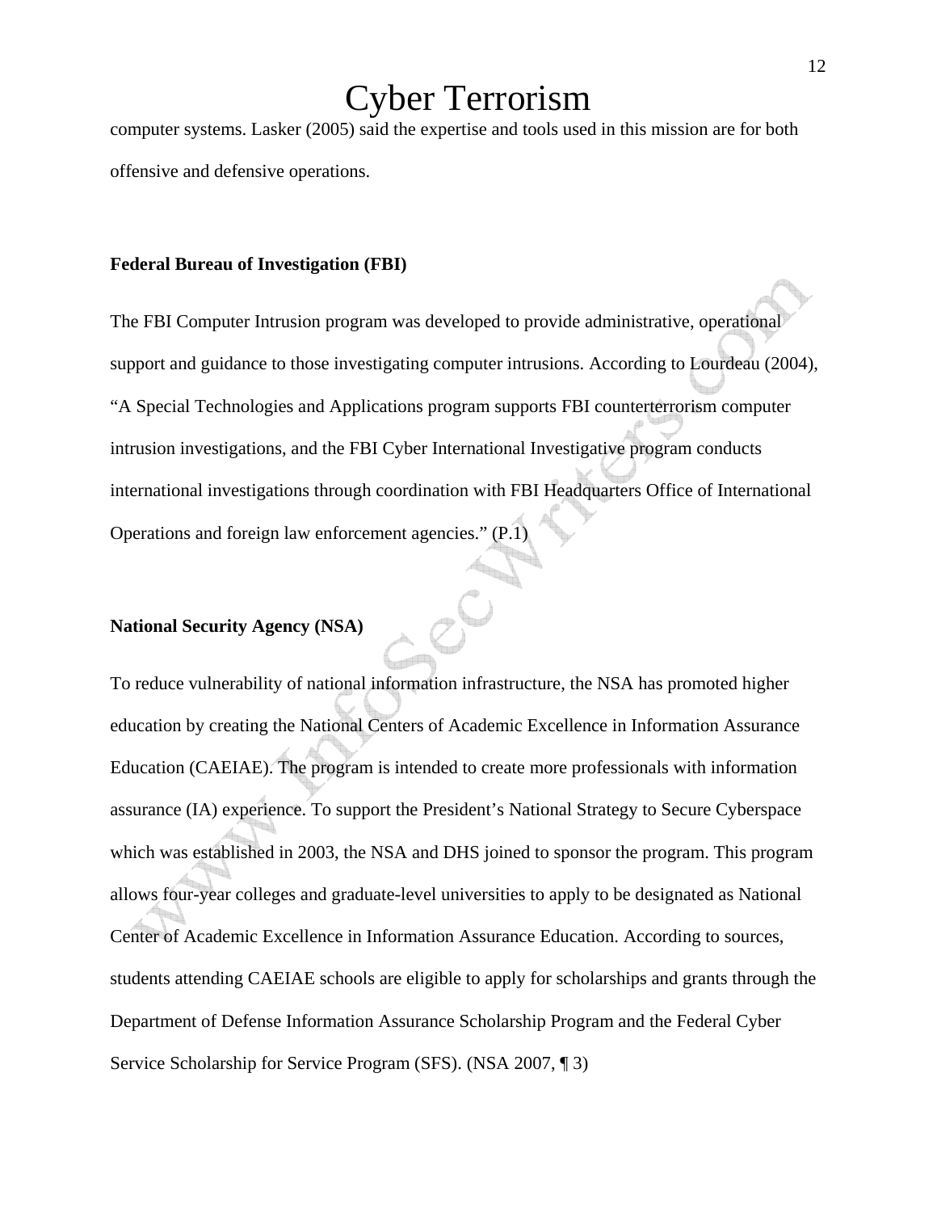computer systems. Lasker (2005) said the expertise and tools used in this mission are for both offensive and defensive operations.

**Federal Bureau of Investigation (FBI)**

The FBI Computer Intrusion program was developed to provide administrative, operational support and guidance to those investigating computer intrusions. According to Lourdeau (2004), "A Special Technologies and Applications program supports FBI counterterrorism computer intrusion investigations, and the FBI Cyber International Investigative program conducts international investigations through coordination with FBI Headquarters Office of International Operations and foreign law enforcement agencies." (P.1)

**National Security Agency (NSA)**

To reduce vulnerability of national information infrastructure, the NSA has promoted higher education by creating the National Centers of Academic Excellence in Information Assurance Education (CAEIAE). The program is intended to create more professionals with information assurance (IA) experience. To support the President's National Strategy to Secure Cyberspace which was established in 2003, the NSA and DHS joined to sponsor the program. This program allows four-year colleges and graduate-level universities to apply to be designated as National Center of Academic Excellence in Information Assurance Education. According to sources, students attending CAEIAE schools are eligible to apply for scholarships and grants through the Department of Defense Information Assurance Scholarship Program and the Federal Cyber Service Scholarship for Service Program (SFS). (NSA 2007, ¶ 3)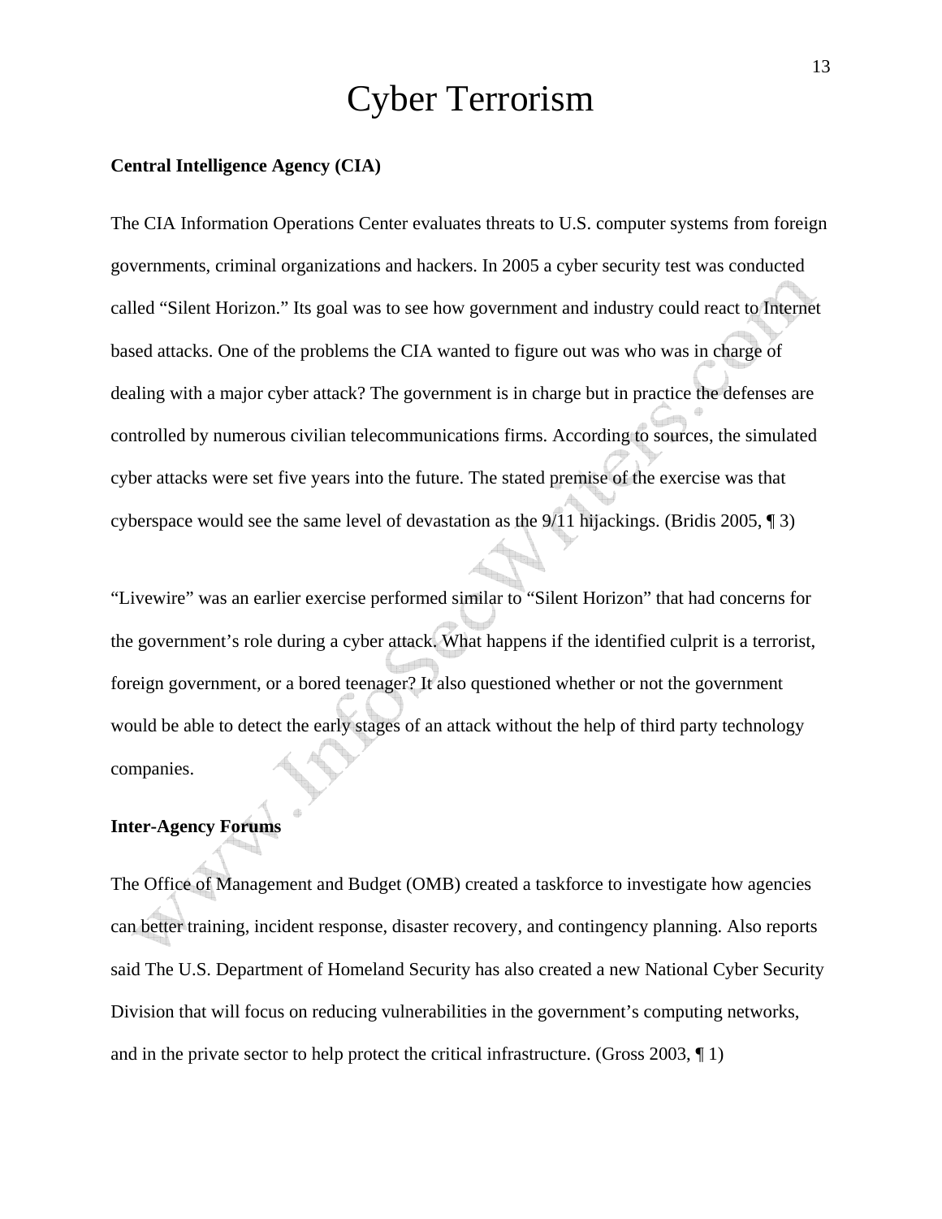# Cyber Terrorism

**Central Intelligence Agency (CIA)**

The CIA Information Operations Center evaluates threats to U.S. computer systems from foreign governments, criminal organizations and hackers. In 2005 a cyber security test was conducted called "Silent Horizon." Its goal was to see how government and industry could react to Internet based attacks. One of the problems the CIA wanted to figure out was who was in charge of dealing with a major cyber attack? The government is in charge but in practice the defenses are controlled by numerous civilian telecommunications firms. According to sources, the simulated cyber attacks were set five years into the future. The stated premise of the exercise was that cyberspace would see the same level of devastation as the 9/11 hijackings. (Bridis 2005, ¶ 3)

"Livewire" was an earlier exercise performed similar to "Silent Horizon" that had concerns for the government's role during a cyber attack. What happens if the identified culprit is a terrorist, foreign government, or a bored teenager? It also questioned whether or not the government would be able to detect the early stages of an attack without the help of third party technology companies.

**Inter-Agency Forums**

The Office of Management and Budget (OMB) created a taskforce to investigate how agencies can better training, incident response, disaster recovery, and contingency planning. Also reports said The U.S. Department of Homeland Security has also created a new National Cyber Security Division that will focus on reducing vulnerabilities in the government's computing networks, and in the private sector to help protect the critical infrastructure. (Gross 2003, ¶ 1)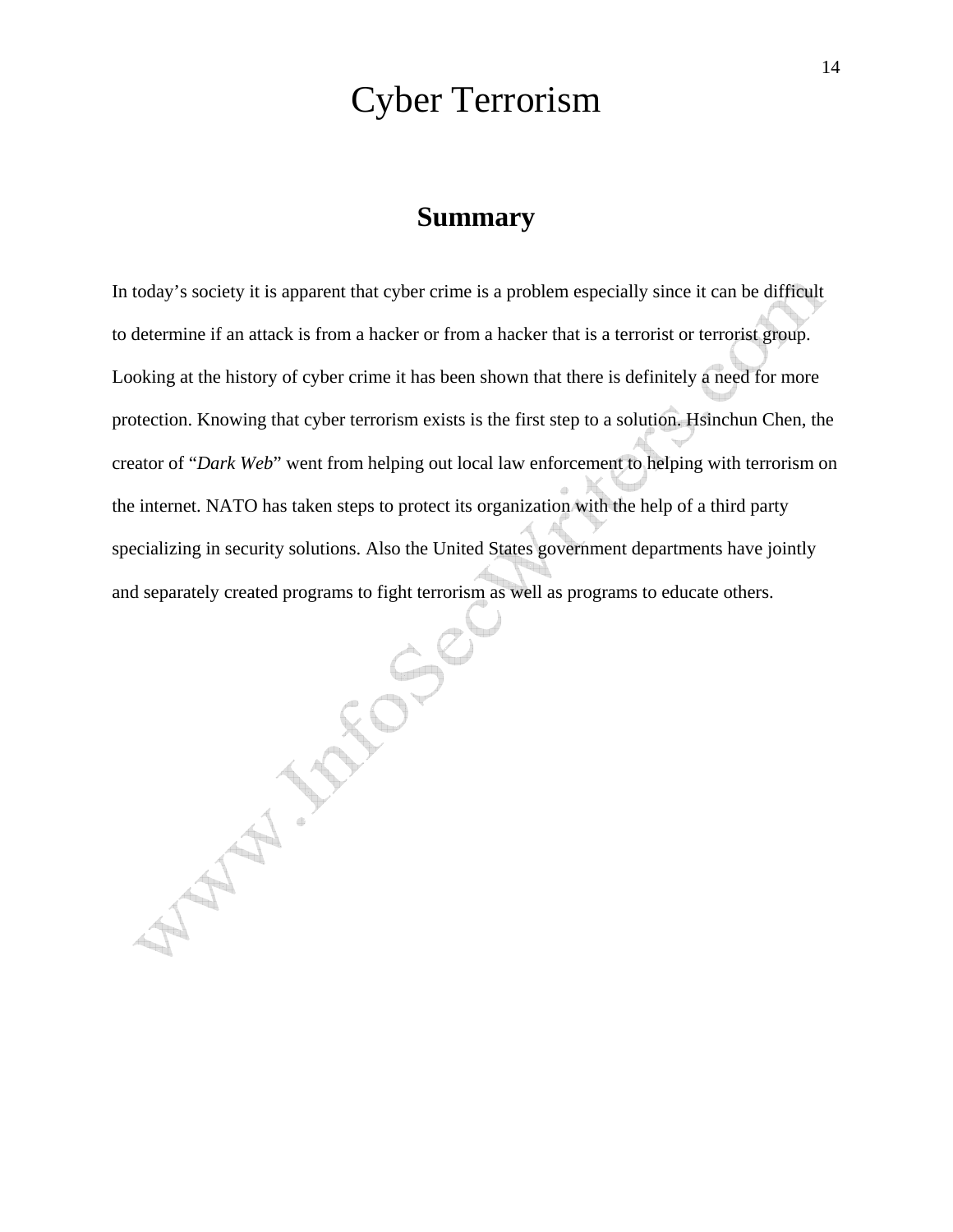# Cyber Terrorism

## Summary

In today's society it is apparent that cyber crime is a problem especially since it can be difficult to determine if an attack is from a hacker or from a hacker that is a terrorist or terrorist group. Looking at the history of cyber crime it has been shown that there is definitely a need for more protection. Knowing that cyber terrorism exists is the first step to a solution. Hsinchun Chen, the creator of "*Dark Web*" went from helping out local law enforcement to helping with terrorism on the internet. NATO has taken steps to protect its organization with the help of a third party specializing in security solutions. Also the United States government departments have jointly and separately created programs to fight terrorism as well as programs to educate others.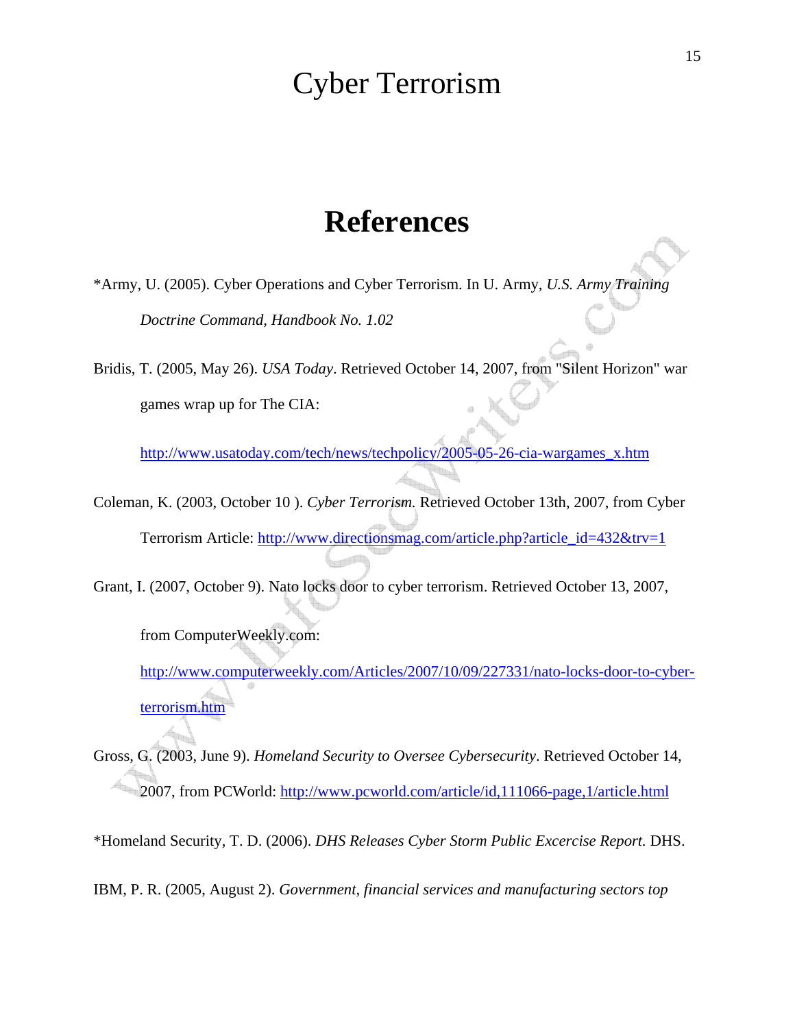# References

*Army, U. (2005). Cyber Operations and Cyber Terrorism. In U. Army, *U.S. Army Training Doctrine Command, Handbook No. 1.02*

Bridis, T. (2005, May 26). *USA Today*. Retrieved October 14, 2007, from "Silent Horizon" war games wrap up for The CIA:

http://www.usatoday.com/tech/news/techpolicy/2005-05-26-cia-wargames_x.htm

Coleman, K. (2003, October 10 ). *Cyber Terrorism.* Retrieved October 13th, 2007, from Cyber Terrorism Article: http://www.directionsmag.com/article.php?article_id=432&trv=1

Grant, I. (2007, October 9). Nato locks door to cyber terrorism. Retrieved October 13, 2007, from ComputerWeekly.com:

http://www.computerweekly.com/Articles/2007/10/09/227331/nato-locks-door-to-cyber-terrorism.htm

Gross, G. (2003, June 9). *Homeland Security to Oversee Cybersecurity*. Retrieved October 14, 2007, from PCWorld: http://www.pcworld.com/article/id,111066-page,1/article.html

*Homeland Security, T. D. (2006). *DHS Releases Cyber Storm Public Excercise Report.* DHS.

IBM, P. R. (2005, August 2). *Government, financial services and manufacturing sectors top*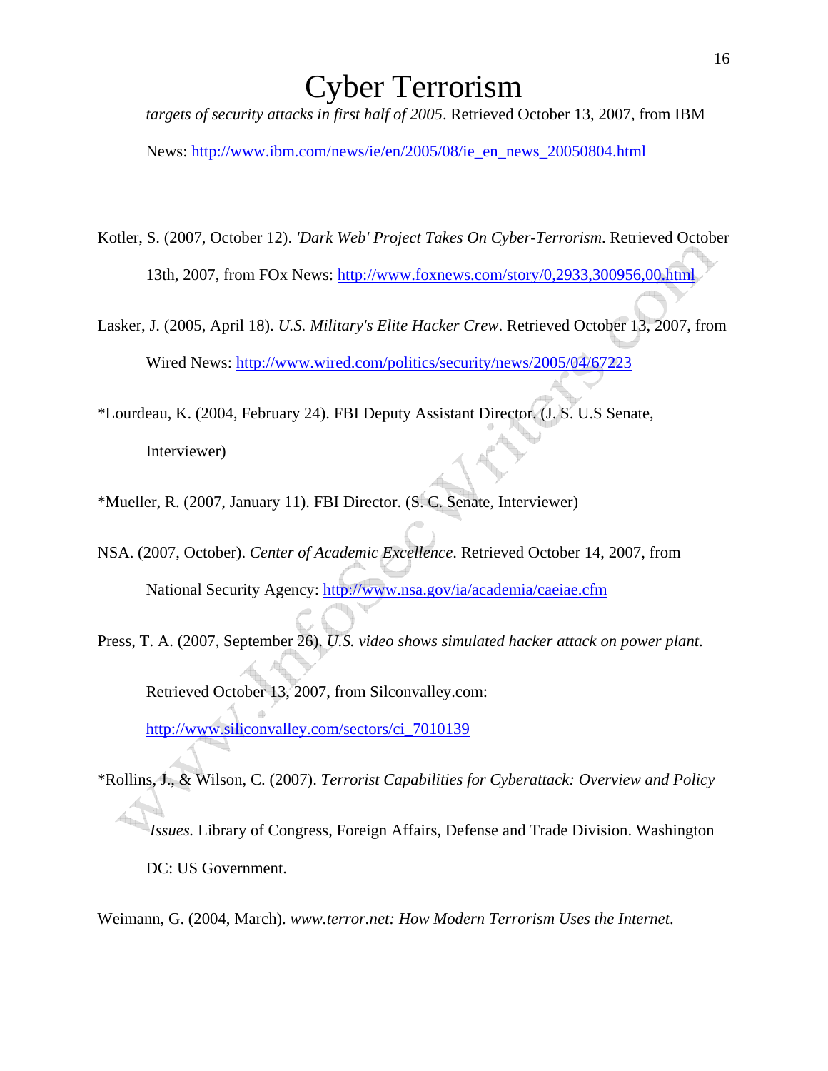targets of security attacks in first half of 2005*. Retrieved October 13, 2007, from IBM News: http://www.ibm.com/news/ie/en/2005/08/ie_en_news_20050804.html

Kotler, S. (2007, October 12). *'Dark Web' Project Takes On Cyber-Terrorism*. Retrieved October 13th, 2007, from FOx News: http://www.foxnews.com/story/0,2933,300956,00.html

Lasker, J. (2005, April 18). *U.S. Military's Elite Hacker Crew*. Retrieved October 13, 2007, from Wired News: http://www.wired.com/politics/security/news/2005/04/67223

*Lourdeau, K. (2004, February 24). FBI Deputy Assistant Director. (J. S. U.S Senate, Interviewer)

*Mueller, R. (2007, January 11). FBI Director. (S. C. Senate, Interviewer)

NSA. (2007, October). *Center of Academic Excellence*. Retrieved October 14, 2007, from National Security Agency: http://www.nsa.gov/ia/academia/caeiae.cfm

Press, T. A. (2007, September 26). *U.S. video shows simulated hacker attack on power plant*. Retrieved October 13, 2007, from Silconvalley.com: http://www.siliconvalley.com/sectors/ci_7010139

*Rollins, J., & Wilson, C. (2007). *Terrorist Capabilities for Cyberattack: Overview and Policy Issues.* Library of Congress, Foreign Affairs, Defense and Trade Division. Washington DC: US Government.

Weimann, G. (2004, March). *www.terror.net: How Modern Terrorism Uses the Internet*.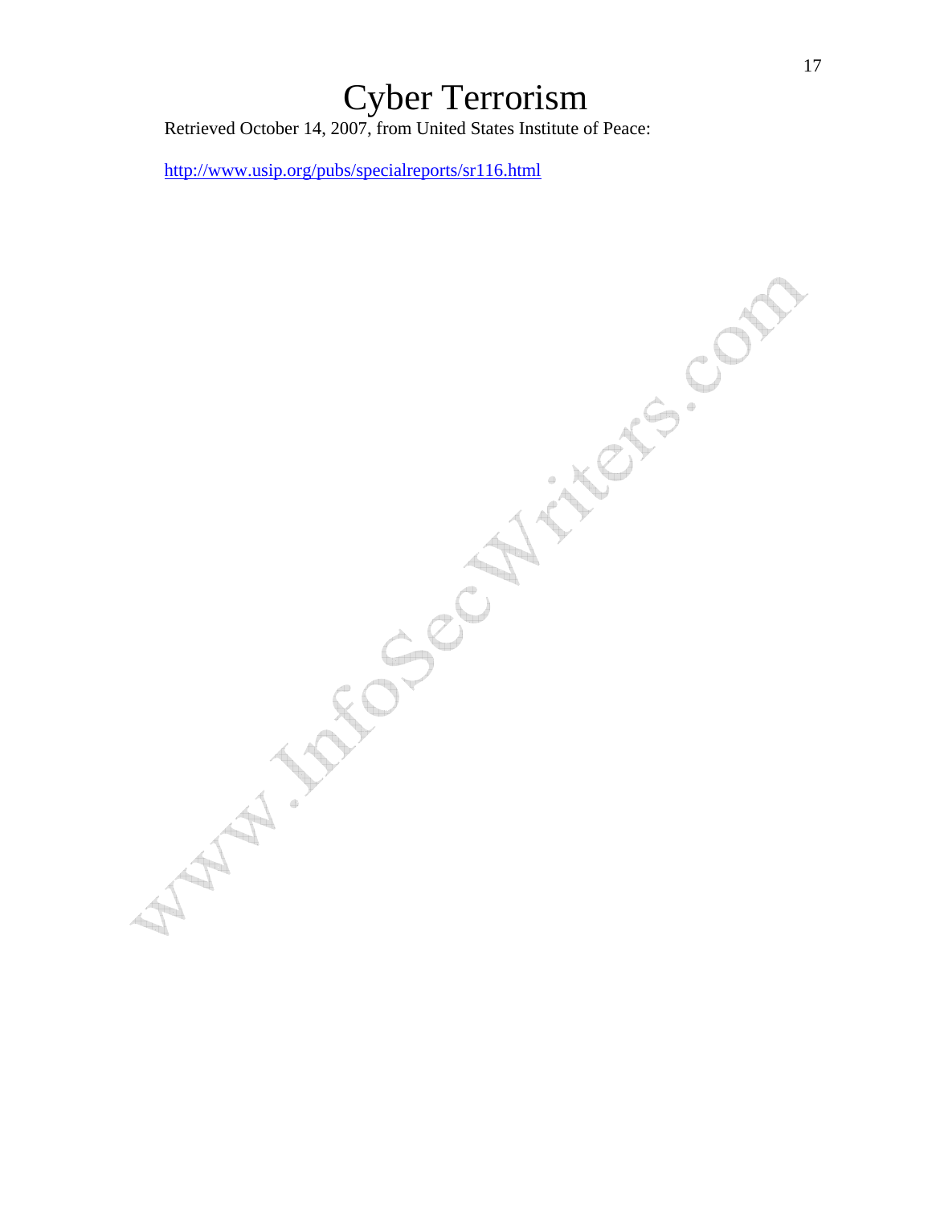Retrieved October 14, 2007, from United States Institute of Peace:

http://www.usip.org/pubs/specialreports/sr116.html